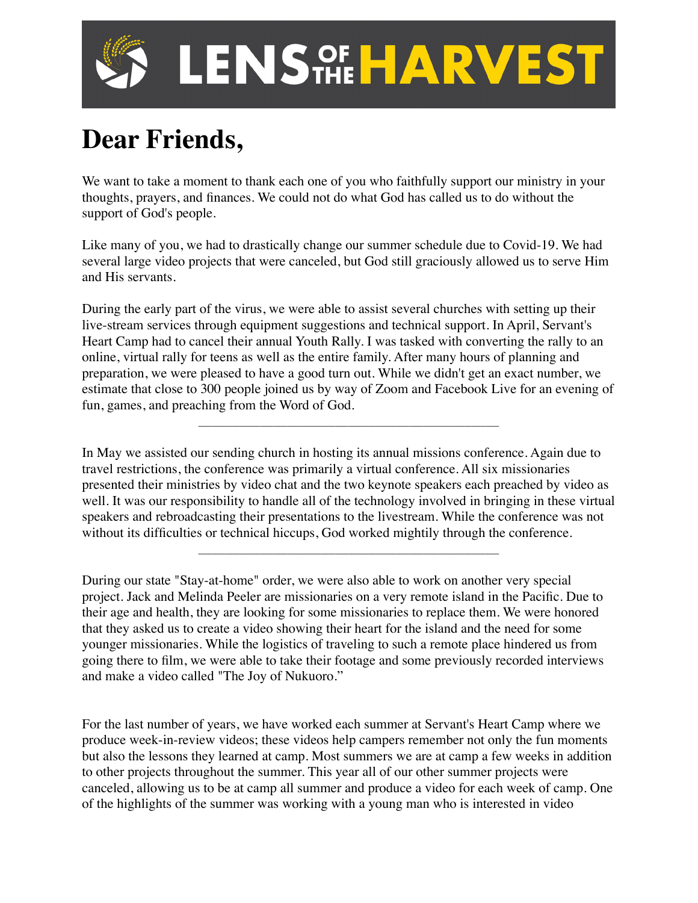# LENS OF THE HARVEST

# Dear Friends,

We want to take a moment to thank each one of you who faithfully support our ministry in your thoughts, prayers, and finances. We could not do what God has called us to do without the support of God's people.

Like many of you, we had to drastically change our summer schedule due to Covid-19. We had several large video projects that were canceled, but God still graciously allowed us to serve Him and His servants.

During the early part of the virus, we were able to assist several churches with setting up their live-stream services through equipment suggestions and technical support. In April, Servant's Heart Camp had to cancel their annual Youth Rally. I was tasked with converting the rally to an online, virtual rally for teens as well as the entire family. After many hours of planning and preparation, we were pleased to have a good turn out. While we didn't get an exact number, we estimate that close to 300 people joined us by way of Zoom and Facebook Live for an evening of fun, games, and preaching from the Word of God.

---

In May we assisted our sending church in hosting its annual missions conference. Again due to travel restrictions, the conference was primarily a virtual conference. All six missionaries presented their ministries by video chat and the two keynote speakers each preached by video as well. It was our responsibility to handle all of the technology involved in bringing in these virtual speakers and rebroadcasting their presentations to the livestream. While the conference was not without its difficulties or technical hiccups, God worked mightily through the conference.

---

During our state "Stay-at-home" order, we were also able to work on another very special project. Jack and Melinda Peeler are missionaries on a very remote island in the Pacific. Due to their age and health, they are looking for some missionaries to replace them. We were honored that they asked us to create a video showing their heart for the island and the need for some younger missionaries. While the logistics of traveling to such a remote place hindered us from going there to film, we were able to take their footage and some previously recorded interviews and make a video called "The Joy of Nukuoro."

For the last number of years, we have worked each summer at Servant's Heart Camp where we produce week-in-review videos; these videos help campers remember not only the fun moments but also the lessons they learned at camp. Most summers we are at camp a few weeks in addition to other projects throughout the summer. This year all of our other summer projects were canceled, allowing us to be at camp all summer and produce a video for each week of camp. One of the highlights of the summer was working with a young man who is interested in video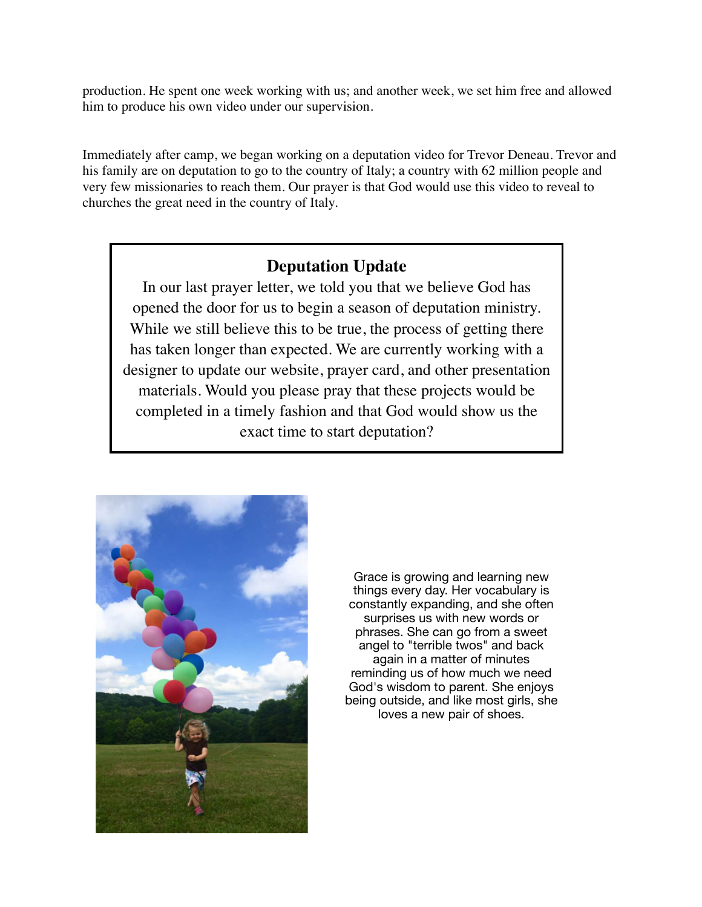production. He spent one week working with us; and another week, we set him free and allowed him to produce his own video under our supervision.

Immediately after camp, we began working on a deputation video for Trevor Deneau. Trevor and his family are on deputation to go to the country of Italy; a country with 62 million people and very few missionaries to reach them. Our prayer is that God would use this video to reveal to churches the great need in the country of Italy.

## Deputation Update

In our last prayer letter, we told you that we believe God has opened the door for us to begin a season of deputation ministry. While we still believe this to be true, the process of getting there has taken longer than expected. We are currently working with a designer to update our website, prayer card, and other presentation materials. Would you please pray that these projects would be completed in a timely fashion and that God would show us the exact time to start deputation?

Grace is growing and learning new things every day. Her vocabulary is constantly expanding, and she often surprises us with new words or phrases. She can go from a sweet angel to "terrible twos" and back again in a matter of minutes reminding us of how much we need God's wisdom to parent. She enjoys being outside, and like most girls, she loves a new pair of shoes.